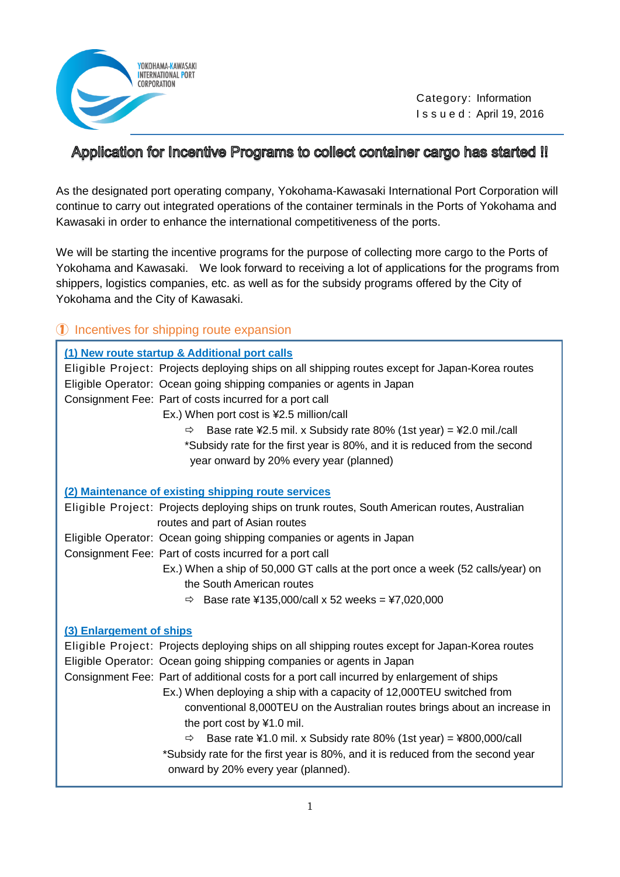YOKOHAMA-KAWASAKI INTERNATIONAL PORT CORPORATION

Category: Information
Issued: April 19, 2016

# Application for Incentive Programs to collect container cargo has started !!

As the designated port operating company, Yokohama-Kawasaki International Port Corporation will continue to carry out integrated operations of the container terminals in the Ports of Yokohama and Kawasaki in order to enhance the international competitiveness of the ports.

We will be starting the incentive programs for the purpose of collecting more cargo to the Ports of Yokohama and Kawasaki. We look forward to receiving a lot of applications for the programs from shippers, logistics companies, etc. as well as for the subsidy programs offered by the City of Yokohama and the City of Kawasaki.

## ① Incentives for shipping route expansion

### (1) New route startup & Additional port calls

Eligible Project: Projects deploying ships on all shipping routes except for Japan-Korea routes
Eligible Operator: Ocean going shipping companies or agents in Japan
Consignment Fee: Part of costs incurred for a port call

Ex.) When port cost is ¥2.5 million/call

⇨ Base rate ¥2.5 mil. x Subsidy rate 80% (1st year) = ¥2.0 mil./call

*Subsidy rate for the first year is 80%, and it is reduced from the second year onward by 20% every year (planned)

### (2) Maintenance of existing shipping route services

Eligible Project: Projects deploying ships on trunk routes, South American routes, Australian routes and part of Asian routes
Eligible Operator: Ocean going shipping companies or agents in Japan
Consignment Fee: Part of costs incurred for a port call

Ex.) When a ship of 50,000 GT calls at the port once a week (52 calls/year) on the South American routes

⇨ Base rate ¥135,000/call x 52 weeks = ¥7,020,000

### (3) Enlargement of ships

Eligible Project: Projects deploying ships on all shipping routes except for Japan-Korea routes
Eligible Operator: Ocean going shipping companies or agents in Japan
Consignment Fee: Part of additional costs for a port call incurred by enlargement of ships

Ex.) When deploying a ship with a capacity of 12,000TEU switched from conventional 8,000TEU on the Australian routes brings about an increase in the port cost by ¥1.0 mil.

⇨ Base rate ¥1.0 mil. x Subsidy rate 80% (1st year) = ¥800,000/call

*Subsidy rate for the first year is 80%, and it is reduced from the second year onward by 20% every year (planned).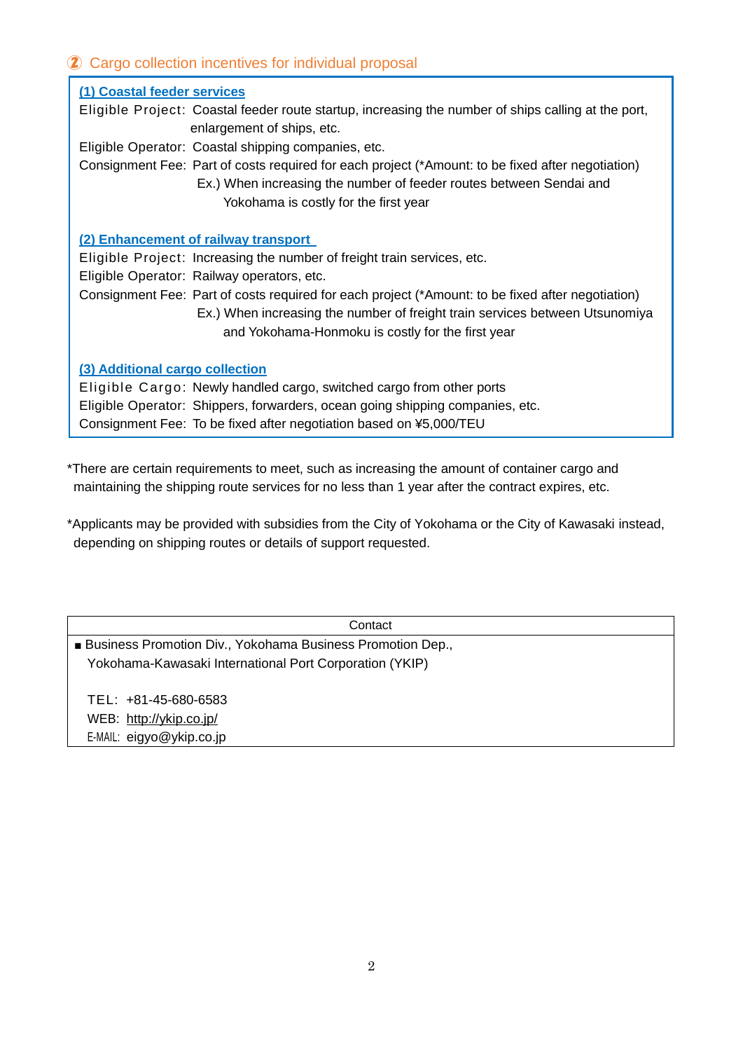## ② Cargo collection incentives for individual proposal

### (1) Coastal feeder services

Eligible Project: Coastal feeder route startup, increasing the number of ships calling at the port, enlargement of ships, etc.

Eligible Operator: Coastal shipping companies, etc.

Consignment Fee: Part of costs required for each project (*Amount: to be fixed after negotiation)
Ex.) When increasing the number of feeder routes between Sendai and Yokohama is costly for the first year

### (2) Enhancement of railway transport

Eligible Project: Increasing the number of freight train services, etc.

Eligible Operator: Railway operators, etc.

Consignment Fee: Part of costs required for each project (*Amount: to be fixed after negotiation)
Ex.) When increasing the number of freight train services between Utsunomiya and Yokohama-Honmoku is costly for the first year

### (3) Additional cargo collection

Eligible Cargo: Newly handled cargo, switched cargo from other ports

Eligible Operator: Shippers, forwarders, ocean going shipping companies, etc.

Consignment Fee: To be fixed after negotiation based on ¥5,000/TEU

*There are certain requirements to meet, such as increasing the amount of container cargo and maintaining the shipping route services for no less than 1 year after the contract expires, etc.

*Applicants may be provided with subsidies from the City of Yokohama or the City of Kawasaki instead, depending on shipping routes or details of support requested.

| Contact |
|---|
| ■ Business Promotion Div., Yokohama Business Promotion Dep., Yokohama-Kawasaki International Port Corporation (YKIP)<br><br>TEL: +81-45-680-6583<br>WEB: http://ykip.co.jp/<br>E-MAIL: eigyo@ykip.co.jp |